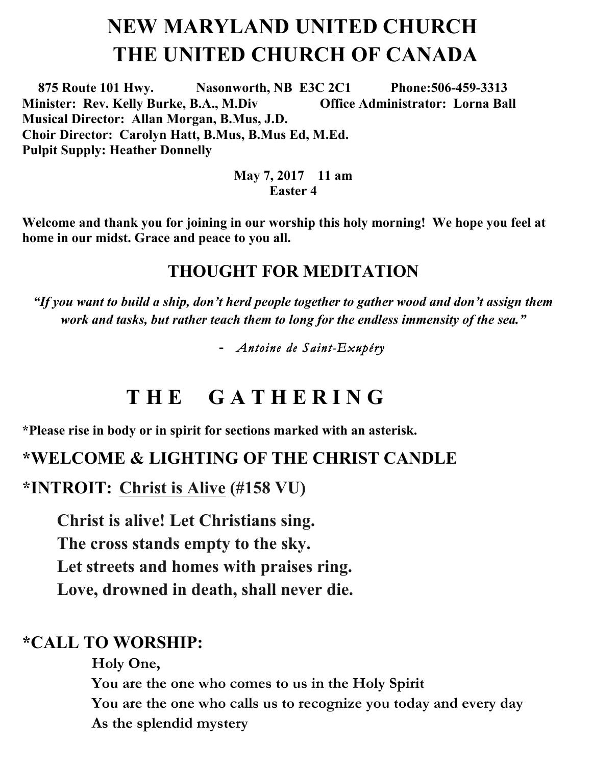# NEW MARYLAND UNITED CHURCH
# THE UNITED CHURCH OF CANADA

**875 Route 101 Hwy. Nasonworth, NB E3C 2C1 Phone:506-459-3313**
**Minister: Rev. Kelly Burke, B.A., M.Div Office Administrator: Lorna Ball**
**Musical Director: Allan Morgan, B.Mus, J.D.**
**Choir Director: Carolyn Hatt, B.Mus, B.Mus Ed, M.Ed.**
**Pulpit Supply: Heather Donnelly**

**May 7, 2017 11 am**
**Easter 4**

**Welcome and thank you for joining in our worship this holy morning! We hope you feel at home in our midst. Grace and peace to you all.**

## THOUGHT FOR MEDITATION

***"If you want to build a ship, don't herd people together to gather wood and don't assign them work and tasks, but rather teach them to long for the endless immensity of the sea."***

- *Antoine de Saint-Exupéry*

# T H E G A T H E R I N G

**\*Please rise in body or in spirit for sections marked with an asterisk.**

## *WELCOME & LIGHTING OF THE CHRIST CANDLE

## *INTROIT: Christ is Alive (#158 VU)

**Christ is alive! Let Christians sing.**
**The cross stands empty to the sky.**
**Let streets and homes with praises ring.**
**Love, drowned in death, shall never die.**

## *CALL TO WORSHIP:

**Holy One,**
**You are the one who comes to us in the Holy Spirit**
**You are the one who calls us to recognize you today and every day**
**As the splendid mystery**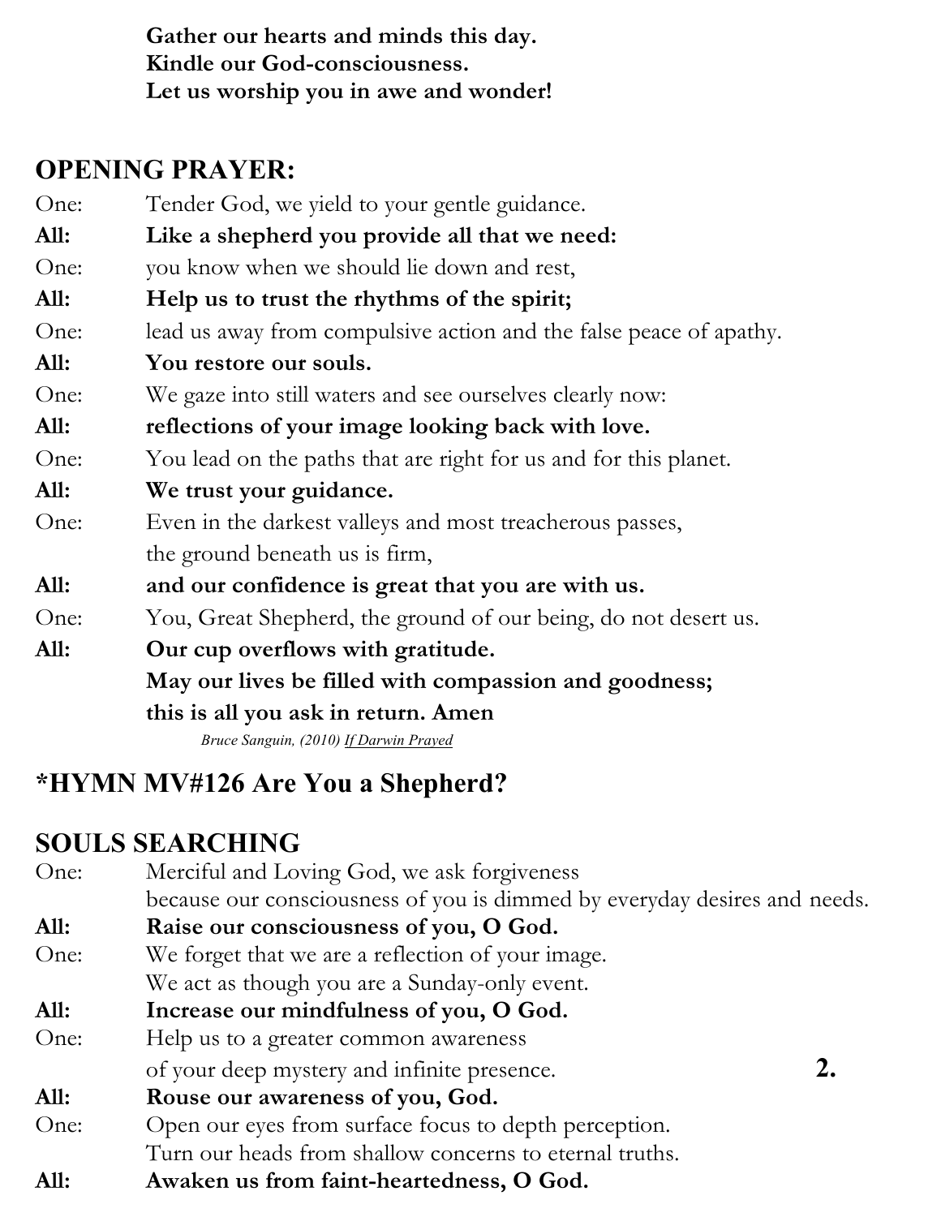**Gather our hearts and minds this day.**
**Kindle our God-consciousness.**
**Let us worship you in awe and wonder!**

## OPENING PRAYER:

One: Tender God, we yield to your gentle guidance.

**All: Like a shepherd you provide all that we need:**

One: you know when we should lie down and rest,

**All: Help us to trust the rhythms of the spirit;**

One: lead us away from compulsive action and the false peace of apathy.

**All: You restore our souls.**

One: We gaze into still waters and see ourselves clearly now:

**All: reflections of your image looking back with love.**

One: You lead on the paths that are right for us and for this planet.

**All: We trust your guidance.**

One: Even in the darkest valleys and most treacherous passes,
the ground beneath us is firm,

**All: and our confidence is great that you are with us.**

One: You, Great Shepherd, the ground of our being, do not desert us.

**All: Our cup overflows with gratitude.**
**May our lives be filled with compassion and goodness;**
**this is all you ask in return. Amen**

*Bruce Sanguin, (2010) If Darwin Prayed*

## *HYMN MV#126 Are You a Shepherd?

## SOULS SEARCHING

One: Merciful and Loving God, we ask forgiveness
because our consciousness of you is dimmed by everyday desires and needs.

**All: Raise our consciousness of you, O God.**

One: We forget that we are a reflection of your image.
We act as though you are a Sunday-only event.

**All: Increase our mindfulness of you, O God.**

One: Help us to a greater common awareness
of your deep mystery and infinite presence.

**All: Rouse our awareness of you, God.**

One: Open our eyes from surface focus to depth perception.
Turn our heads from shallow concerns to eternal truths.

**All: Awaken us from faint-heartedness, O God.**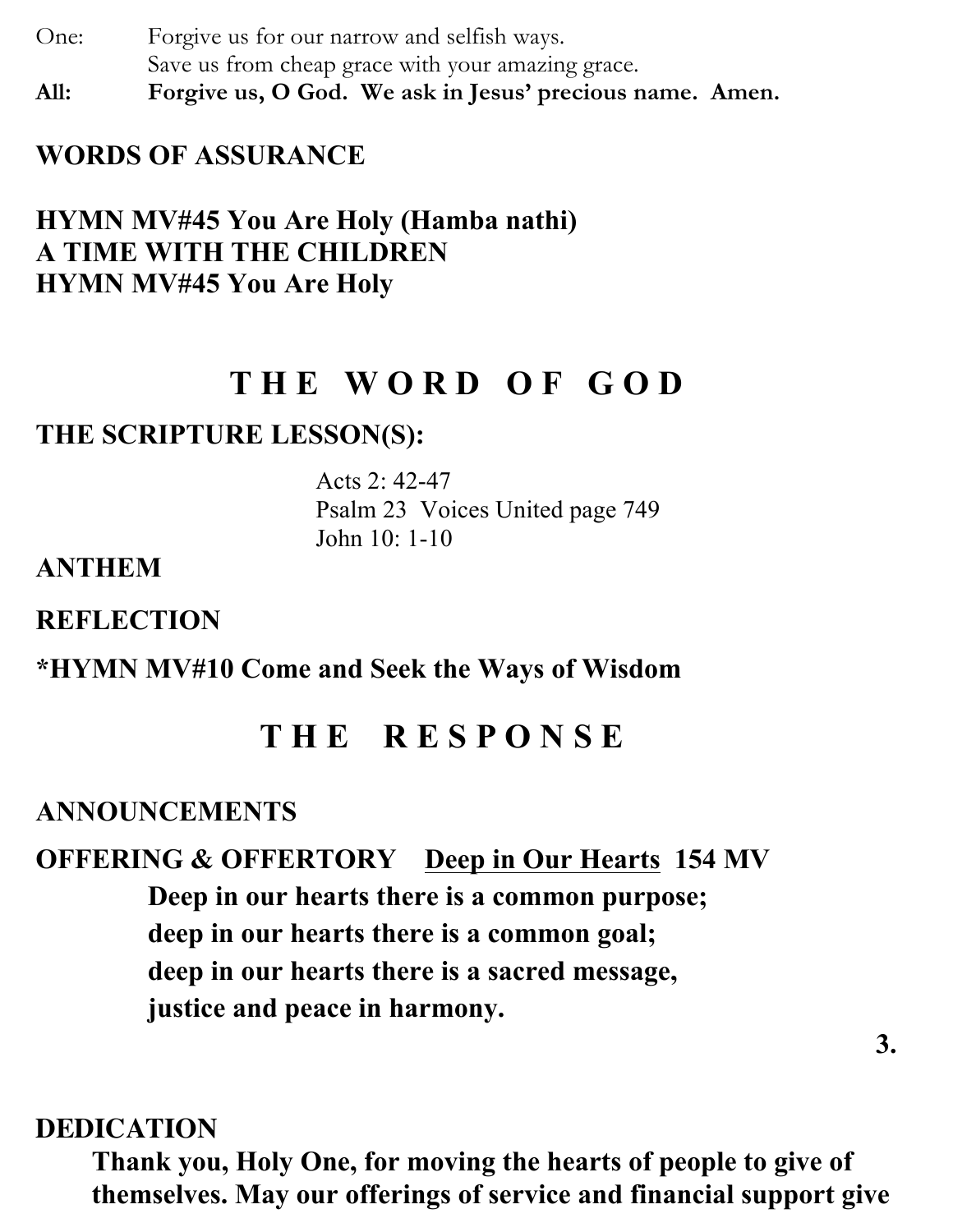One: Forgive us for our narrow and selfish ways.
Save us from cheap grace with your amazing grace.

**All: Forgive us, O God. We ask in Jesus' precious name. Amen.**

**WORDS OF ASSURANCE**

**HYMN MV#45 You Are Holy (Hamba nathi)**
**A TIME WITH THE CHILDREN**
**HYMN MV#45 You Are Holy**

## THE WORD OF GOD

**THE SCRIPTURE LESSON(S):**

Acts 2: 42-47
Psalm 23 Voices United page 749
John 10: 1-10

**ANTHEM**

**REFLECTION**

**\*HYMN MV#10 Come and Seek the Ways of Wisdom**

## THE RESPONSE

**ANNOUNCEMENTS**

**OFFERING & OFFERTORY <u>Deep in Our Hearts</u> 154 MV**

**Deep in our hearts there is a common purpose;**
**deep in our hearts there is a common goal;**
**deep in our hearts there is a sacred message,**
**justice and peace in harmony.**

**DEDICATION**

**Thank you, Holy One, for moving the hearts of people to give of themselves. May our offerings of service and financial support give**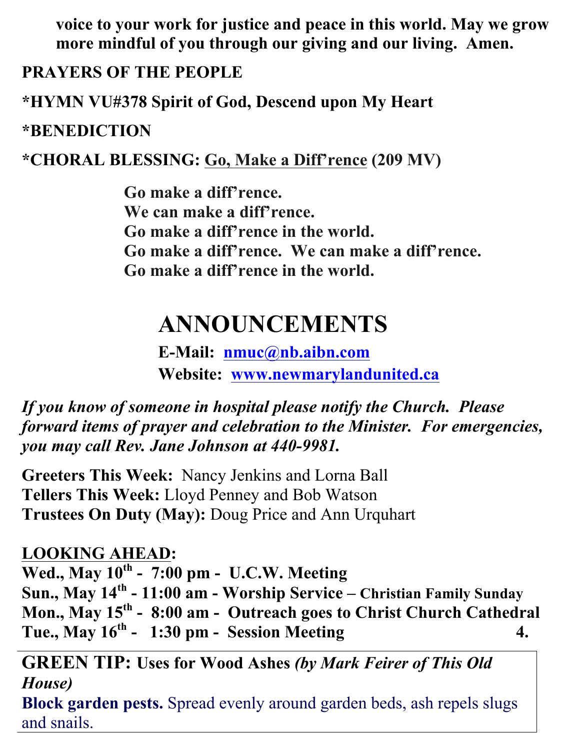**voice to your work for justice and peace in this world. May we grow more mindful of you through our giving and our living. Amen.**

**PRAYERS OF THE PEOPLE**

***HYMN VU#378 Spirit of God, Descend upon My Heart**

***BENEDICTION**

***CHORAL BLESSING: <u>Go, Make a Diff'rence</u> (209 MV)**

> **Go make a diff'rence.**
> **We can make a diff'rence.**
> **Go make a diff'rence in the world.**
> **Go make a diff'rence. We can make a diff'rence.**
> **Go make a diff'rence in the world.**

# ANNOUNCEMENTS

**E-Mail: [nmuc@nb.aibn.com](mailto:nmuc@nb.aibn.com)**
**Website: [www.newmarylandunited.ca](http://www.newmarylandunited.ca)**

***If you know of someone in hospital please notify the Church. Please forward items of prayer and celebration to the Minister. For emergencies, you may call Rev. Jane Johnson at 440-9981.***

**Greeters This Week:** Nancy Jenkins and Lorna Ball
**Tellers This Week:** Lloyd Penney and Bob Watson
**Trustees On Duty (May):** Doug Price and Ann Urquhart

**<u>LOOKING AHEAD</u>:**
**Wed., May 10th - 7:00 pm - U.C.W. Meeting**
**Sun., May 14th - 11:00 am - Worship Service – Christian Family Sunday**
**Mon., May 15th - 8:00 am - Outreach goes to Christ Church Cathedral**
**Tue., May 16th - 1:30 pm - Session Meeting**

**GREEN TIP: Uses for Wood Ashes *(by Mark Feirer of This Old House)***
**Block garden pests.** Spread evenly around garden beds, ash repels slugs and snails.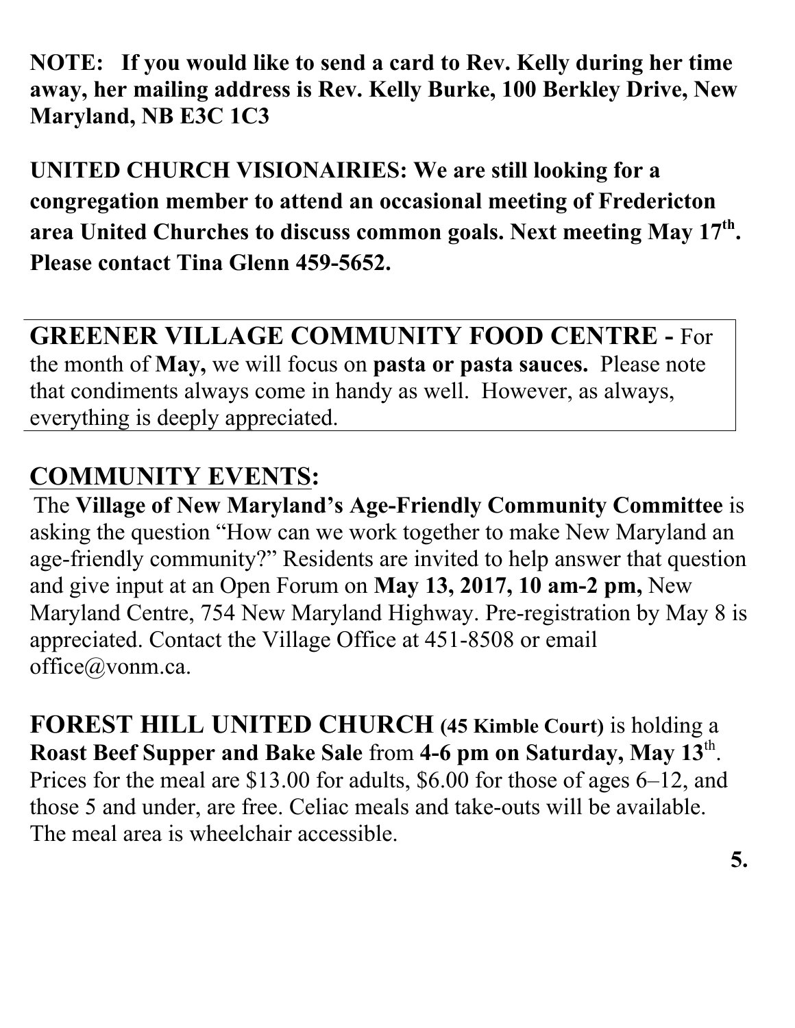**NOTE: If you would like to send a card to Rev. Kelly during her time away, her mailing address is Rev. Kelly Burke, 100 Berkley Drive, New Maryland, NB E3C 1C3**

**UNITED CHURCH VISIONAIRIES: We are still looking for a congregation member to attend an occasional meeting of Fredericton area United Churches to discuss common goals. Next meeting May 17th. Please contact Tina Glenn 459-5652.**

**GREENER VILLAGE COMMUNITY FOOD CENTRE -** For the month of **May,** we will focus on **pasta or pasta sauces.** Please note that condiments always come in handy as well. However, as always, everything is deeply appreciated.

## COMMUNITY EVENTS:

The **Village of New Maryland's Age-Friendly Community Committee** is asking the question "How can we work together to make New Maryland an age-friendly community?" Residents are invited to help answer that question and give input at an Open Forum on **May 13, 2017, 10 am-2 pm,** New Maryland Centre, 754 New Maryland Highway. Pre-registration by May 8 is appreciated. Contact the Village Office at 451-8508 or email office@vonm.ca.

**FOREST HILL UNITED CHURCH (45 Kimble Court)** is holding a **Roast Beef Supper and Bake Sale** from **4-6 pm on Saturday, May 13**th. Prices for the meal are $13.00 for adults, $6.00 for those of ages 6–12, and those 5 and under, are free. Celiac meals and take-outs will be available. The meal area is wheelchair accessible.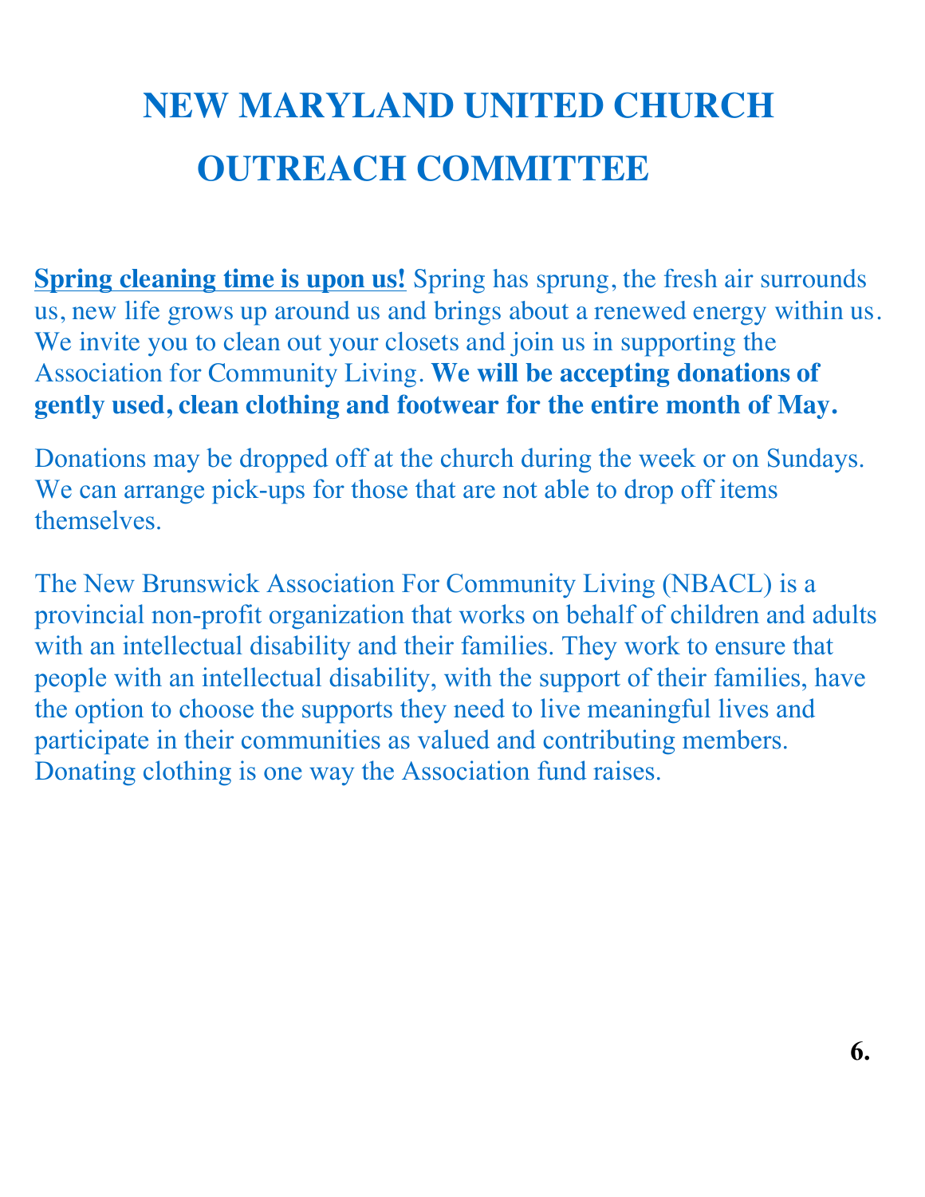# NEW MARYLAND UNITED CHURCH OUTREACH COMMITTEE

**Spring cleaning time is upon us!** Spring has sprung, the fresh air surrounds us, new life grows up around us and brings about a renewed energy within us. We invite you to clean out your closets and join us in supporting the Association for Community Living. **We will be accepting donations of gently used, clean clothing and footwear for the entire month of May.**

Donations may be dropped off at the church during the week or on Sundays. We can arrange pick-ups for those that are not able to drop off items themselves.

The New Brunswick Association For Community Living (NBACL) is a provincial non-profit organization that works on behalf of children and adults with an intellectual disability and their families. They work to ensure that people with an intellectual disability, with the support of their families, have the option to choose the supports they need to live meaningful lives and participate in their communities as valued and contributing members. Donating clothing is one way the Association fund raises.